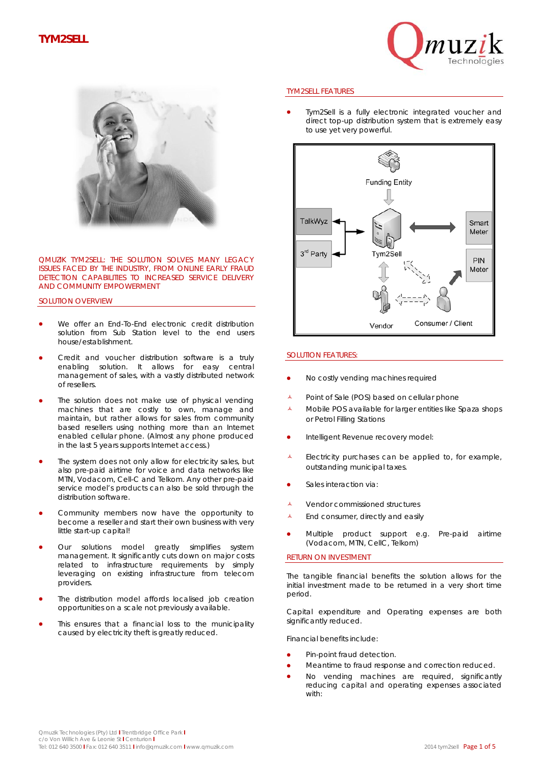# TYM2SELL

QMUZIK TYM2SELL: THE SOLUTION SOLVES MANY LEGACY ISSUES FACED BY THE INDUSTRY, FROM ONLINE EARLY FRAUD DETECTION CAPABILITIES TO INCREASED SERVICE DELIVERY AND COMMUNITY EMPOWERMENT

## SOLUTION OVERVIEW

- We offer an End-To-End electronic credit distribution solution from Sub Station level to the end users house/establishment.
- Credit and voucher distribution software is a truly enabling solution. It allows for easy central management of sales, with a vastly distributed network of resellers.
- The solution does not make use of physical vending machines that are costly to own, manage and maintain, but rather allows for sales from community based resellers using nothing more than an Internet enabled cellular phone. (Almost any phone produced in the last 5 years supports Internet access.)
- The system does not only allow for electricity sales, but also pre-paid airtime for voice and data networks like MTN, Vodacom, Cell-C and Telkom. Any other pre-paid service model's products can also be sold through the distribution software.
- Community members now have the opportunity to become a reseller and start their own business with very little start-up capital!
- Our solutions model greatly simplifies system management. It significantly cuts down on major costs related to infrastructure requirements by simply leveraging on existing infrastructure from telecom providers.
- The distribution model affords localised job creation opportunities on a scale not previously available.
- This ensures that a financial loss to the municipality caused by electricity theft is greatly reduced.

## TYM2SELL FEATURES

- Tym2Sell is a fully electronic integrated voucher and direct top-up distribution system that is extremely easy to use yet very powerful.

Funding Entity, TalkWyz, 3rd Party, Tym2Sell, Smart Meter, PIN Meter, Vendor, Consumer / Client

## SOLUTION FEATURES:

- No costly vending machines required
  - Point of Sale (POS) based on cellular phone
  - Mobile POS available for larger entities like Spaza shops or Petrol Filling Stations
- Intelligent Revenue recovery model:
  - Electricity purchases can be applied to, for example, outstanding municipal taxes.
- Sales interaction via:
  - Vendor commissioned structures
  - End consumer, directly and easily
- Multiple product support e.g. Pre-paid airtime (Vodacom, MTN, CellC, Telkom)

## RETURN ON INVESTMENT

The tangible financial benefits the solution allows for the initial investment made to be returned in a very short time period.

Capital expenditure and Operating expenses are both significantly reduced.

Financial benefits include:

- Pin-point fraud detection.
- Meantime to fraud response and correction reduced.
- No vending machines are required, significantly reducing capital and operating expenses associated with:

Qmuzik Technologies (Pty) Ltd | Trentbridge Office Park | c/o Von Willich Ave & Leonie St | Centurion | Tel: 012 640 3500 | Fax: 012 640 3511 | info@qmuzik.com | www.qmuzik.com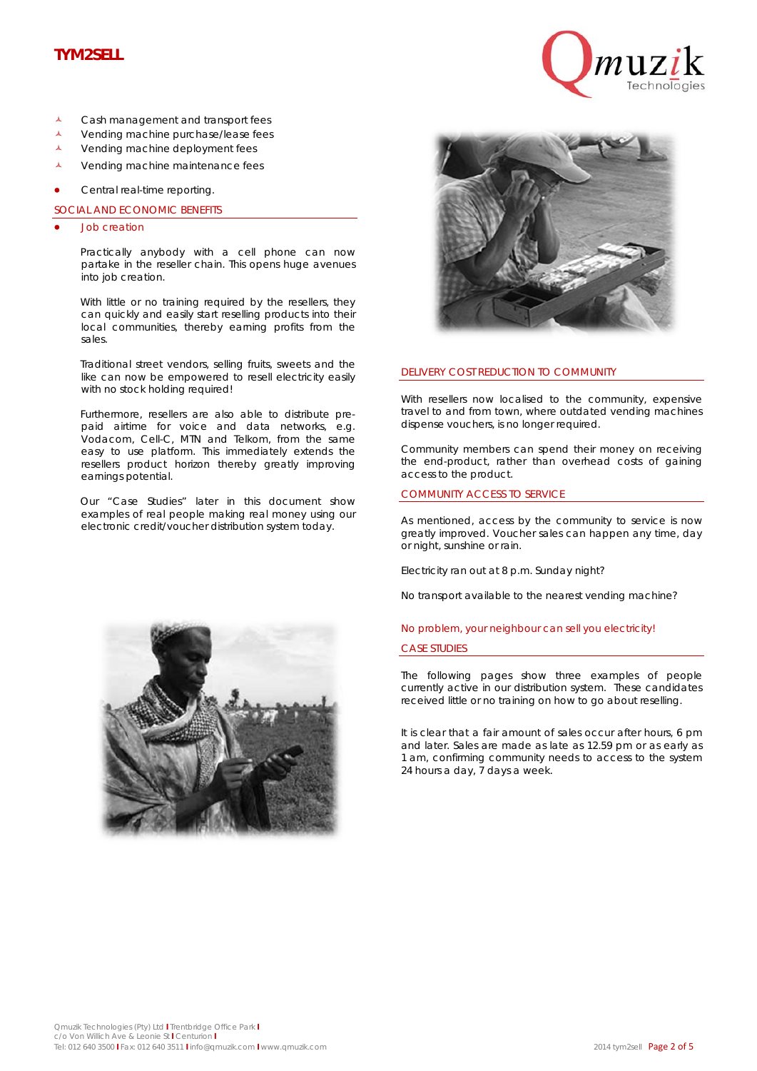- Cash management and transport fees
- Vending machine purchase/lease fees
- Vending machine deployment fees
- Vending machine maintenance fees

- Central real-time reporting.

## SOCIAL AND ECONOMIC BENEFITS

- Job creation

Practically anybody with a cell phone can now partake in the reseller chain. This opens huge avenues into job creation.

With little or no training required by the resellers, they can quickly and easily start reselling products into their local communities, thereby earning profits from the sales.

Traditional street vendors, selling fruits, sweets and the like can now be empowered to resell electricity easily with no stock holding required!

Furthermore, resellers are also able to distribute pre-paid airtime for voice and data networks, e.g. Vodacom, Cell-C, MTN and Telkom, from the same easy to use platform. This immediately extends the resellers product horizon thereby greatly improving earnings potential.

Our "Case Studies" later in this document show examples of real people making real money using our electronic credit/voucher distribution system today.

## DELIVERY COST REDUCTION TO COMMUNITY

With resellers now localised to the community, expensive travel to and from town, where outdated vending machines dispense vouchers, is no longer required.

Community members can spend their money on receiving the end-product, rather than overhead costs of gaining access to the product.

## COMMUNITY ACCESS TO SERVICE

As mentioned, access by the community to service is now greatly improved. Voucher sales can happen any time, day or night, sunshine or rain.

Electricity ran out at 8 p.m. Sunday night?

No transport available to the nearest vending machine?

No problem, your neighbour can sell you electricity!

## CASE STUDIES

The following pages show three examples of people currently active in our distribution system. These candidates received little or no training on how to go about reselling.

It is clear that a fair amount of sales occur after hours, 6 pm and later. Sales are made as late as 12.59 pm or as early as 1 am, confirming community needs to access to the system 24 hours a day, 7 days a week.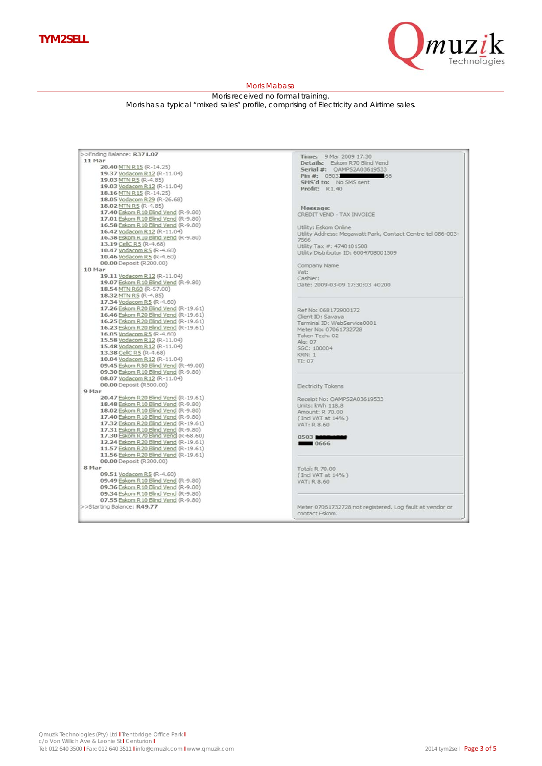## Moris Mabasa

Moris received no formal training.

Moris has a typical "mixed sales" profile, comprising of Electricity and Airtime sales.

>>Ending Balance: **R371.07**

**11 Mar**

- **20.40** MTN R15 (R-14.25)
- **19.37** Vodacom R12 (R-11.04)
- **19.03** MTN R5 (R-4.85)
- **19.03** Vodacom R12 (R-11.04)
- **18.16** MTN R15 (R-14.25)
- **18.05** Vodacom R29 (R-26.68)
- **18.02** MTN R5 (R-4.85)
- **17.40** Eskom R10 Blind Vend (R-9.80)
- **17.01** Eskom R10 Blind Vend (R-9.80)
- **16.58** Eskom R10 Blind Vend (R-9.80)
- **16.42** Vodacom R12 (R-11.04)
- **16.38** Eskom R10 Blind Vend (R-9.80)
- **13.19** CellC R5 (R-4.68)
- **10.47** Vodacom R5 (R-4.60)
- **10.46** Vodacom R5 (R-4.60)
- **00.00** Deposit (R200.00)

**10 Mar**

- **19.11** Vodacom R12 (R-11.04)
- **19.07** Eskom R10 Blind Vend (R-9.80)
- **18.54** MTN R60 (R-57.00)
- **18.32** MTN R5 (R-4.85)
- **17.34** Vodacom R5 (R-4.60)
- **17.26** Eskom R20 Blind Vend (R-19.61)
- **16.46** Eskom R20 Blind Vend (R-19.61)
- **16.25** Eskom R20 Blind Vend (R-19.61)
- **16.23** Eskom R20 Blind Vend (R-19.61)
- **16.05** Vodacom R5 (R-4.60)
- **15.58** Vodacom R12 (R-11.04)
- **15.48** Vodacom R12 (R-11.04)
- **13.38** CellC R5 (R-4.68)
- **10.04** Vodacom R12 (R-11.04)
- **09.45** Eskom R50 Blind Vend (R-49.00)
- **09.30** Eskom R10 Blind Vend (R-9.80)
- **08.07** Vodacom R12 (R-11.04)
- **00.00** Deposit (R500.00)

**9 Mar**

- **20.47** Eskom R20 Blind Vend (R-19.61)
- **18.48** Eskom R10 Blind Vend (R-9.80)
- **18.02** Eskom R10 Blind Vend (R-9.80)
- **17.40** Eskom R10 Blind Vend (R-9.80)
- **17.32** Eskom R20 Blind Vend (R-19.61)
- **17.31** Eskom R10 Blind Vend (R-9.80)
- **17.30** Eskom R70 Blind Vend (R-68.60)
- **12.24** Eskom R20 Blind Vend (R-19.61)
- **11.57** Eskom R20 Blind Vend (R-19.61)
- **11.56** Eskom R20 Blind Vend (R-19.61)
- **00.00** Deposit (R300.00)

**8 Mar**

- **09.51** Vodacom R5 (R-4.60)
- **09.49** Eskom R10 Blind Vend (R-9.80)
- **09.36** Eskom R10 Blind Vend (R-9.80)
- **09.34** Eskom R10 Blind Vend (R-9.80)
- **07.55** Eskom R10 Blind Vend (R-9.80)

>>Starting Balance: **R49.77**

**Time:** 9 Mar 2009 17.30
**Details:** Eskom R70 Blind Vend
**Serial #:** OAMPS2A03619533
**Pin #:** 0503███████66
**SMS'd to:** No SMS sent
**Profit:** R1.40

**Message:**
CREDIT VEND - TAX INVOICE

Utility: Eskom Online
Utility Address: Megawatt Park, Contact Centre tel 086-003-7566
Utility Tax #: 4740101508
Utility Distributor ID: 6004708001509

Company Name
Vat:
Cashier:
Date: 2009-03-09 17:30:03 +0200

Ref No: 068172900172
Client ID: Savaya
Terminal ID: WebService0001
Meter No: 07061732728
Token Tech: 02
Alg: 07
SGC: 100004
KRN: 1
TI: 07

Electricity Tokens

Receipt No: OAMPS2A03619533
Units: kWh 118.8
Amount: R 70.00
( Incl VAT at 14% )
VAT: R 8.60

**0503 ████████**
**████ 0666**

Total: R 70.00
( Incl VAT at 14% )
VAT: R 8.60

Meter 07061732728 not registered. Log fault at vendor or contact Eskom.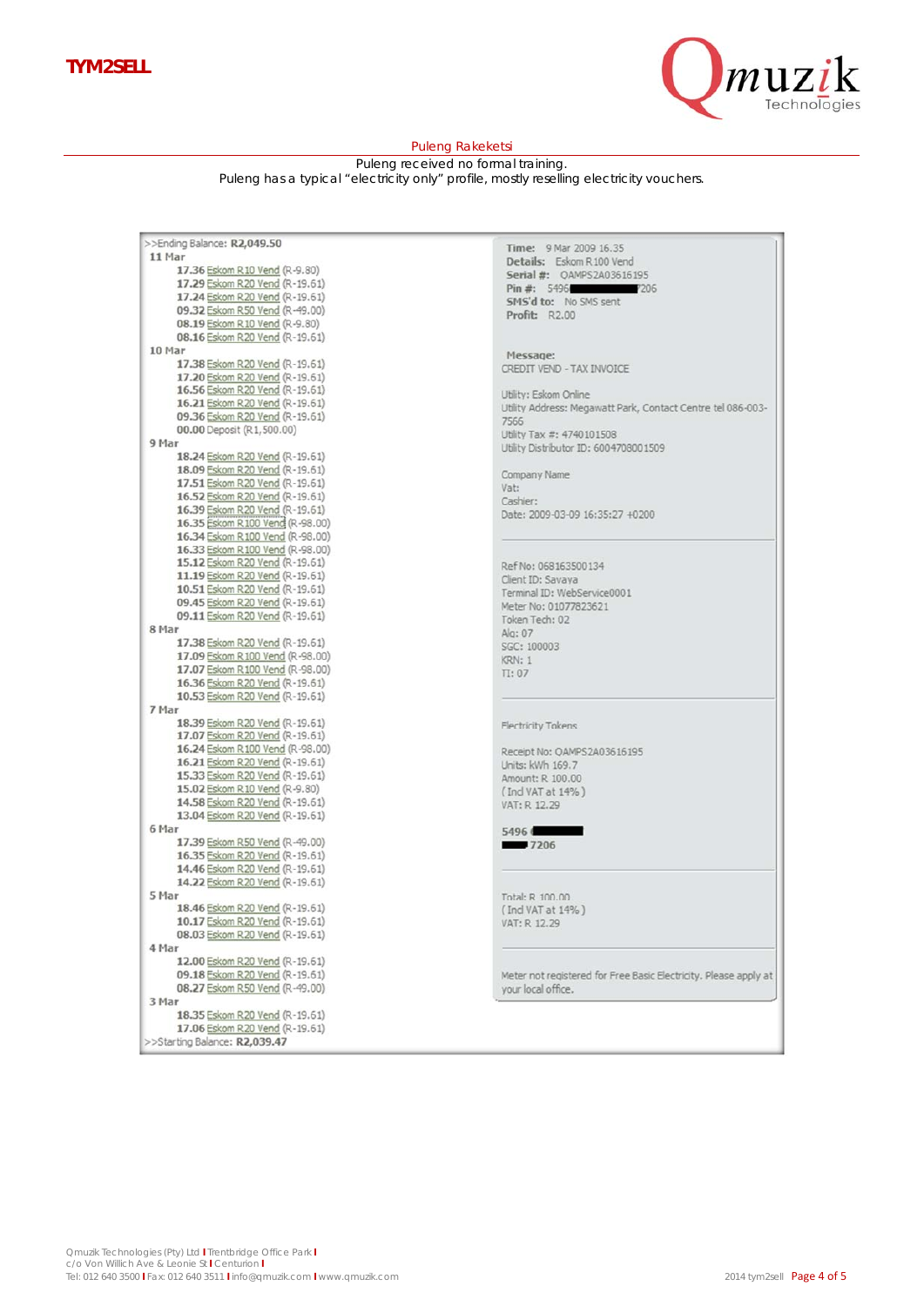## Puleng Rakeketsi

Puleng received no formal training.
Puleng has a typical "electricity only" profile, mostly reselling electricity vouchers.

>>Ending Balance: **R2,049.50**

**11 Mar**
- **17.36** Eskom R10 Vend (R-9.80)
- **17.29** Eskom R20 Vend (R-19.61)
- **17.24** Eskom R20 Vend (R-19.61)
- **09.32** Eskom R50 Vend (R-49.00)
- **08.19** Eskom R10 Vend (R-9.80)
- **08.16** Eskom R20 Vend (R-19.61)

**10 Mar**
- **17.38** Eskom R20 Vend (R-19.61)
- **17.20** Eskom R20 Vend (R-19.61)
- **16.56** Eskom R20 Vend (R-19.61)
- **16.21** Eskom R20 Vend (R-19.61)
- **09.36** Eskom R20 Vend (R-19.61)
- **00.00** Deposit (R1,500.00)

**9 Mar**
- **18.24** Eskom R20 Vend (R-19.61)
- **18.09** Eskom R20 Vend (R-19.61)
- **17.51** Eskom R20 Vend (R-19.61)
- **16.52** Eskom R20 Vend (R-19.61)
- **16.39** Eskom R20 Vend (R-19.61)
- **16.35** Eskom R100 Vend (R-98.00)
- **16.34** Eskom R100 Vend (R-98.00)
- **16.33** Eskom R100 Vend (R-98.00)
- **15.12** Eskom R20 Vend (R-19.61)
- **11.19** Eskom R20 Vend (R-19.61)
- **10.51** Eskom R20 Vend (R-19.61)
- **09.45** Eskom R20 Vend (R-19.61)
- **09.11** Eskom R20 Vend (R-19.61)

**8 Mar**
- **17.38** Eskom R20 Vend (R-19.61)
- **17.09** Eskom R100 Vend (R-98.00)
- **17.07** Eskom R100 Vend (R-98.00)
- **16.36** Eskom R20 Vend (R-19.61)
- **10.53** Eskom R20 Vend (R-19.61)

**7 Mar**
- **18.39** Eskom R20 Vend (R-19.61)
- **17.07** Eskom R20 Vend (R-19.61)
- **16.24** Eskom R100 Vend (R-98.00)
- **16.21** Eskom R20 Vend (R-19.61)
- **15.33** Eskom R20 Vend (R-19.61)
- **15.02** Eskom R10 Vend (R-9.80)
- **14.58** Eskom R20 Vend (R-19.61)
- **13.04** Eskom R20 Vend (R-19.61)

**6 Mar**
- **17.39** Eskom R50 Vend (R-49.00)
- **16.35** Eskom R20 Vend (R-19.61)
- **14.46** Eskom R20 Vend (R-19.61)
- **14.22** Eskom R20 Vend (R-19.61)

**5 Mar**
- **18.46** Eskom R20 Vend (R-19.61)
- **10.17** Eskom R20 Vend (R-19.61)
- **08.03** Eskom R20 Vend (R-19.61)

**4 Mar**
- **12.00** Eskom R20 Vend (R-19.61)
- **09.18** Eskom R20 Vend (R-19.61)
- **08.27** Eskom R50 Vend (R-49.00)

**3 Mar**
- **18.35** Eskom R20 Vend (R-19.61)
- **17.06** Eskom R20 Vend (R-19.61)

>>Starting Balance: **R2,039.47**

---

**Time:** 9 Mar 2009 16.35
**Details:** Eskom R100 Vend
**Serial #:** OAMPS2A03616195
**Pin #:** 5496 ███ 7206
**SMS'd to:** No SMS sent
**Profit:** R2.00

**Message:**
CREDIT VEND - TAX INVOICE

Utility: Eskom Online
Utility Address: Megawatt Park, Contact Centre tel 086-003-7566
Utility Tax #: 4740101508
Utility Distributor ID: 6004708001509

Company Name
Vat:
Cashier:
Date: 2009-03-09 16:35:27 +0200

Ref No: 068163500134
Client ID: Savaya
Terminal ID: WebService0001
Meter No: 01077823621
Token Tech: 02
Alg: 07
SGC: 100003
KRN: 1
TI: 07

Electricity Tokens

Receipt No: OAMPS2A03616195
Units: kWh 169.7
Amount: R 100.00
( Incl VAT at 14% )
VAT: R 12.29

**5496 ███ 7206**

Total: R 100.00
( Incl VAT at 14% )
VAT: R 12.29

Meter not registered for Free Basic Electricity. Please apply at your local office.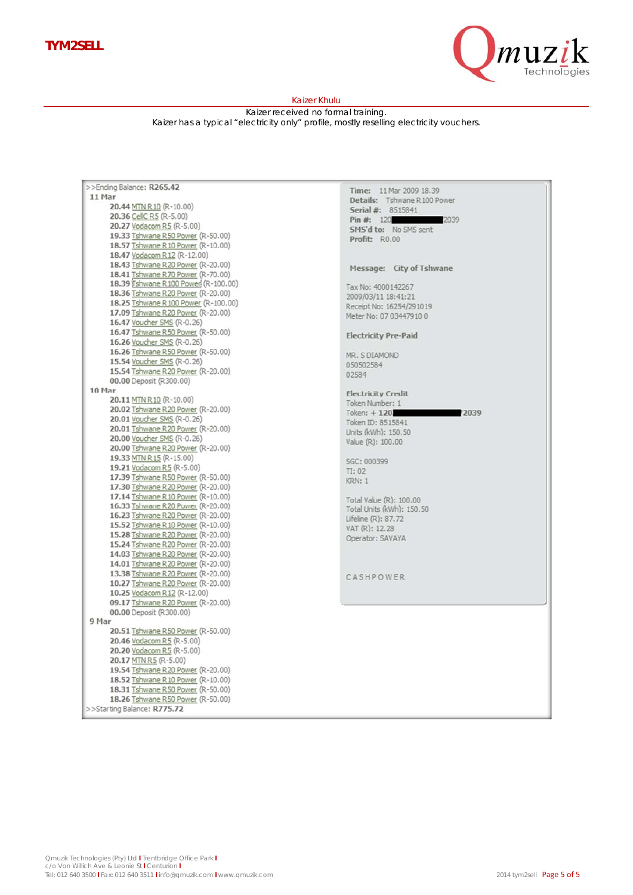Kaizer Khulu

Kaizer received no formal training.
Kaizer has a typical "electricity only" profile, mostly reselling electricity vouchers.

\>>Ending Balance: **R265.42**

**11 Mar**

- **20.44** MTN R10 (R-10.00)
- **20.36** CellC R5 (R-5.00)
- **20.27** Vodacom R5 (R-5.00)
- **19.33** Tshwane R50 Power (R-50.00)
- **18.57** Tshwane R10 Power (R-10.00)
- **18.47** Vodacom R12 (R-12.00)
- **18.43** Tshwane R20 Power (R-20.00)
- **18.41** Tshwane R70 Power (R-70.00)
- **18.39** Tshwane R100 Power (R-100.00)
- **18.36** Tshwane R20 Power (R-20.00)
- **18.25** Tshwane R100 Power (R-100.00)
- **17.09** Tshwane R20 Power (R-20.00)
- **16.47** Voucher SMS (R-0.26)
- **16.47** Tshwane R50 Power (R-50.00)
- **16.26** Voucher SMS (R-0.26)
- **16.26** Tshwane R50 Power (R-50.00)
- **15.54** Voucher SMS (R-0.26)
- **15.54** Tshwane R20 Power (R-20.00)
- **00.00** Deposit (R300.00)

**10 Mar**

- **20.11** MTN R10 (R-10.00)
- **20.02** Tshwane R20 Power (R-20.00)
- **20.01** Voucher SMS (R-0.26)
- **20.01** Tshwane R20 Power (R-20.00)
- **20.00** Voucher SMS (R-0.26)
- **20.00** Tshwane R20 Power (R-20.00)
- **19.33** MTN R15 (R-15.00)
- **19.21** Vodacom R5 (R-5.00)
- **17.39** Tshwane R50 Power (R-50.00)
- **17.30** Tshwane R20 Power (R-20.00)
- **17.14** Tshwane R10 Power (R-10.00)
- **16.33** Tshwane R20 Power (R-20.00)
- **16.23** Tshwane R20 Power (R-20.00)
- **15.52** Tshwane R10 Power (R-10.00)
- **15.28** Tshwane R20 Power (R-20.00)
- **15.24** Tshwane R20 Power (R-20.00)
- **14.03** Tshwane R20 Power (R-20.00)
- **14.01** Tshwane R20 Power (R-20.00)
- **13.38** Tshwane R20 Power (R-20.00)
- **10.27** Tshwane R20 Power (R-20.00)
- **10.25** Vodacom R12 (R-12.00)
- **09.17** Tshwane R20 Power (R-20.00)
- **00.00** Deposit (R300.00)

**9 Mar**

- **20.51** Tshwane R50 Power (R-50.00)
- **20.46** Vodacom R5 (R-5.00)
- **20.20** Vodacom R5 (R-5.00)
- **20.17** MTN R5 (R-5.00)
- **19.54** Tshwane R20 Power (R-20.00)
- **18.52** Tshwane R10 Power (R-10.00)
- **18.31** Tshwane R50 Power (R-50.00)
- **18.26** Tshwane R50 Power (R-50.00)

\>>Starting Balance: **R775.72**

**Time:** 11 Mar 2009 18.39
**Details:** Tshwane R100 Power
**Serial #:** 8515841
**Pin #:** 120█████2039
**SMS'd to:** No SMS sent
**Profit:** R0.00

**Message:** City of Tshwane

Tax No: 4000142267
2009/03/11 18:41:21
Receipt No: 16254/291019
Meter No: 07 03447910 0

**Electricity Pre-Paid**

MR. S DIAMOND
050502584
02584

**Electricity Credit**
Token Number: 1
Token: + 120█████2039
Token ID: 8515841
Units (kWh): 150.50
Value (R): 100.00

SGC: 000399
TI: 02
KRN: 1

Total Value (R): 100.00
Total Units (kWh): 150.50
Lifeline (R): 87.72
VAT (R): 12.28
Operator: SAVAYA

CASHPOWER